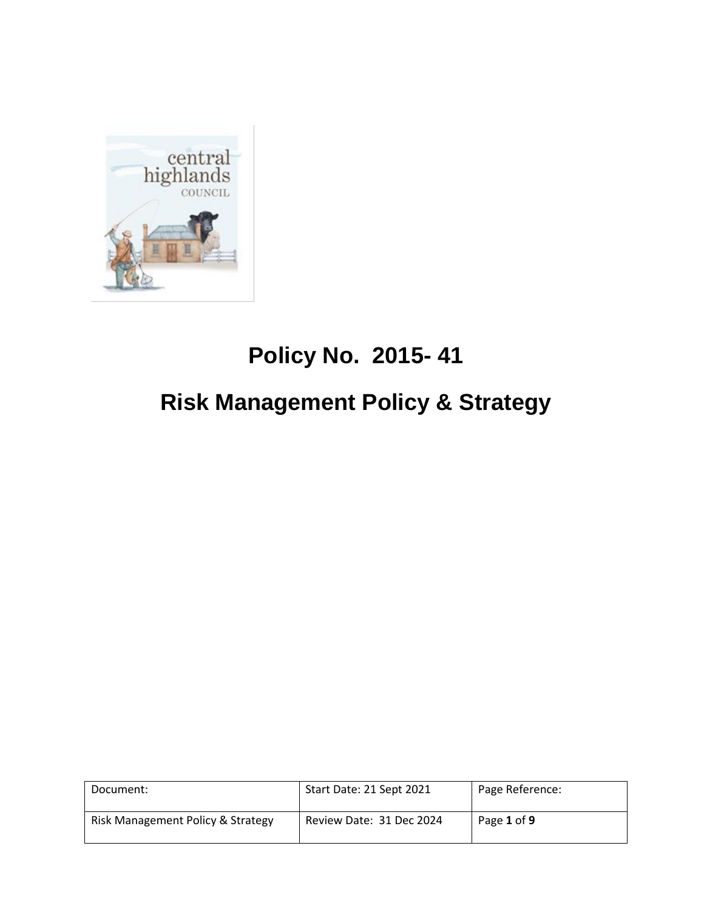# Policy No. 2015- 41

# Risk Management Policy & Strategy

| Document: | Start Date: 21 Sept 2021 | Page Reference: |
|---|---|---|
| Risk Management Policy & Strategy | Review Date: 31 Dec 2024 | Page **1** of **9** |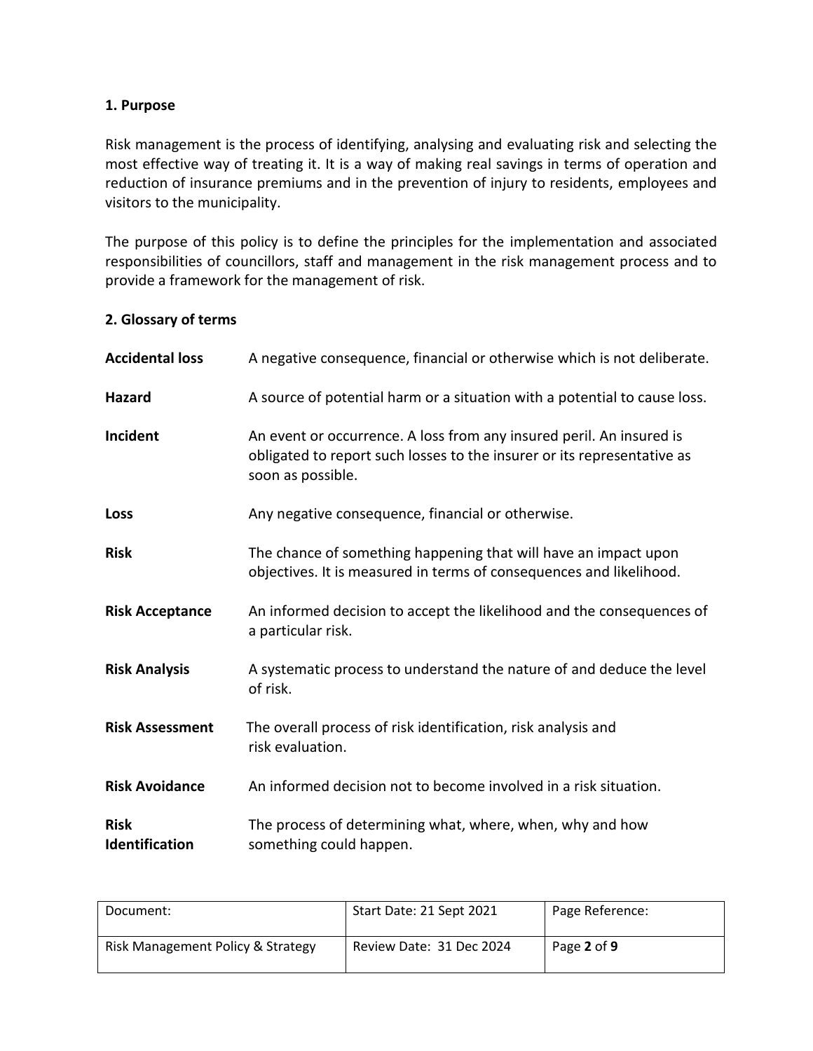## 1. Purpose

Risk management is the process of identifying, analysing and evaluating risk and selecting the most effective way of treating it. It is a way of making real savings in terms of operation and reduction of insurance premiums and in the prevention of injury to residents, employees and visitors to the municipality.

The purpose of this policy is to define the principles for the implementation and associated responsibilities of councillors, staff and management in the risk management process and to provide a framework for the management of risk.

## 2. Glossary of terms

| Term | Definition |
|---|---|
| **Accidental loss** | A negative consequence, financial or otherwise which is not deliberate. |
| **Hazard** | A source of potential harm or a situation with a potential to cause loss. |
| **Incident** | An event or occurrence. A loss from any insured peril. An insured is obligated to report such losses to the insurer or its representative as soon as possible. |
| **Loss** | Any negative consequence, financial or otherwise. |
| **Risk** | The chance of something happening that will have an impact upon objectives. It is measured in terms of consequences and likelihood. |
| **Risk Acceptance** | An informed decision to accept the likelihood and the consequences of a particular risk. |
| **Risk Analysis** | A systematic process to understand the nature of and deduce the level of risk. |
| **Risk Assessment** | The overall process of risk identification, risk analysis and risk evaluation. |
| **Risk Avoidance** | An informed decision not to become involved in a risk situation. |
| **Risk Identification** | The process of determining what, where, when, why and how something could happen. |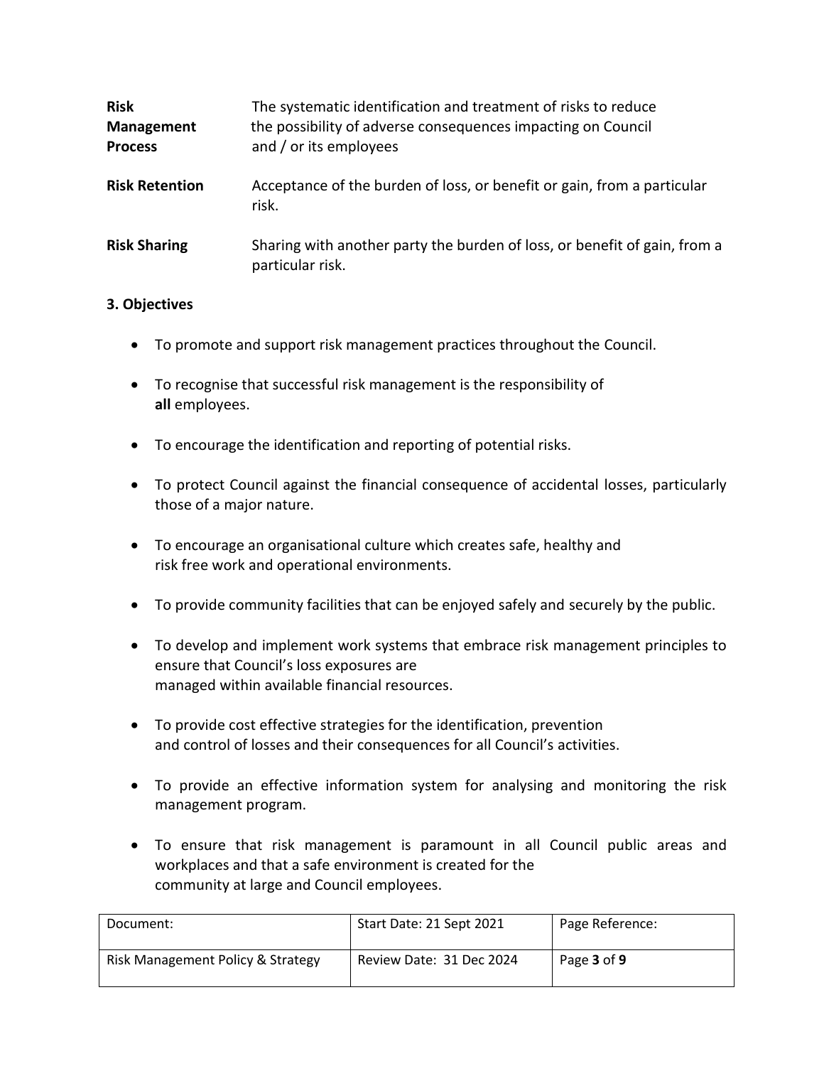| | |
|---|---|
| **Risk Management Process** | The systematic identification and treatment of risks to reduce the possibility of adverse consequences impacting on Council and / or its employees |
| **Risk Retention** | Acceptance of the burden of loss, or benefit or gain, from a particular risk. |
| **Risk Sharing** | Sharing with another party the burden of loss, or benefit of gain, from a particular risk. |

### 3. Objectives

- To promote and support risk management practices throughout the Council.
- To recognise that successful risk management is the responsibility of **all** employees.
- To encourage the identification and reporting of potential risks.
- To protect Council against the financial consequence of accidental losses, particularly those of a major nature.
- To encourage an organisational culture which creates safe, healthy and risk free work and operational environments.
- To provide community facilities that can be enjoyed safely and securely by the public.
- To develop and implement work systems that embrace risk management principles to ensure that Council's loss exposures are managed within available financial resources.
- To provide cost effective strategies for the identification, prevention and control of losses and their consequences for all Council's activities.
- To provide an effective information system for analysing and monitoring the risk management program.
- To ensure that risk management is paramount in all Council public areas and workplaces and that a safe environment is created for the community at large and Council employees.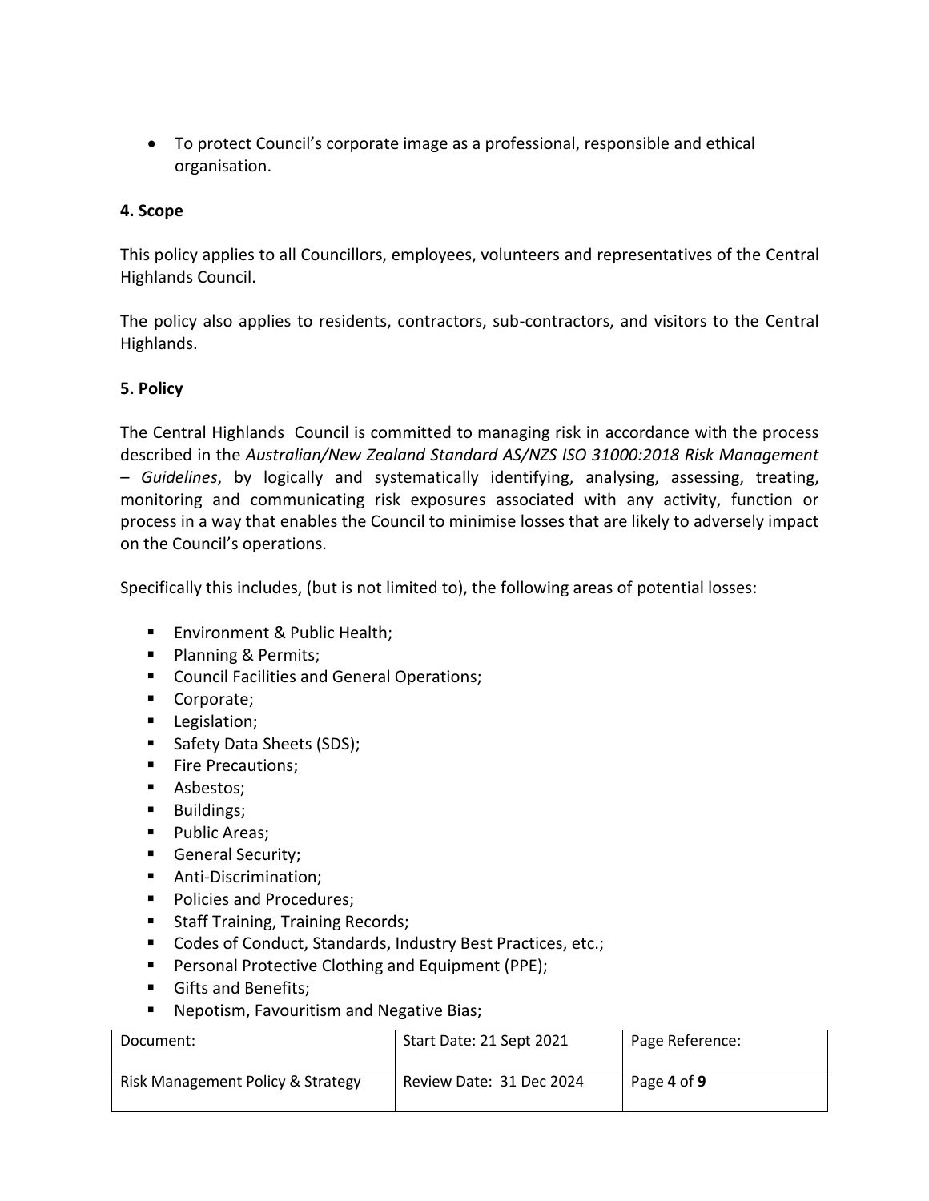- To protect Council's corporate image as a professional, responsible and ethical organisation.

**4. Scope**

This policy applies to all Councillors, employees, volunteers and representatives of the Central Highlands Council.

The policy also applies to residents, contractors, sub-contractors, and visitors to the Central Highlands.

**5. Policy**

The Central Highlands Council is committed to managing risk in accordance with the process described in the *Australian/New Zealand Standard AS/NZS ISO 31000:2018 Risk Management – Guidelines*, by logically and systematically identifying, analysing, assessing, treating, monitoring and communicating risk exposures associated with any activity, function or process in a way that enables the Council to minimise losses that are likely to adversely impact on the Council's operations.

Specifically this includes, (but is not limited to), the following areas of potential losses:

- Environment & Public Health;
- Planning & Permits;
- Council Facilities and General Operations;
- Corporate;
- Legislation;
- Safety Data Sheets (SDS);
- Fire Precautions;
- Asbestos;
- Buildings;
- Public Areas;
- General Security;
- Anti-Discrimination;
- Policies and Procedures;
- Staff Training, Training Records;
- Codes of Conduct, Standards, Industry Best Practices, etc.;
- Personal Protective Clothing and Equipment (PPE);
- Gifts and Benefits;
- Nepotism, Favouritism and Negative Bias;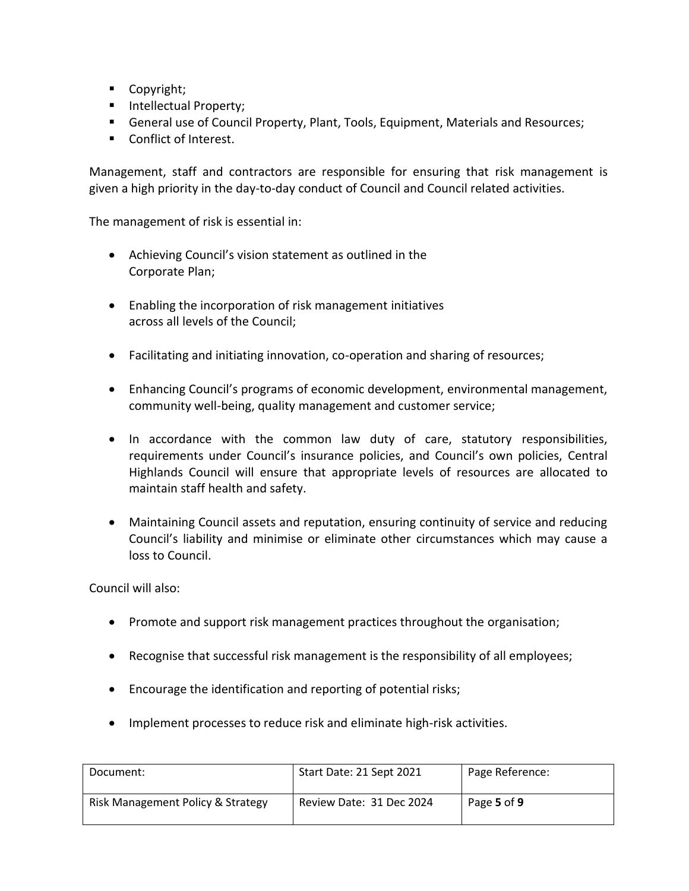- Copyright;
- Intellectual Property;
- General use of Council Property, Plant, Tools, Equipment, Materials and Resources;
- Conflict of Interest.

Management, staff and contractors are responsible for ensuring that risk management is given a high priority in the day-to-day conduct of Council and Council related activities.

The management of risk is essential in:

- Achieving Council's vision statement as outlined in the Corporate Plan;
- Enabling the incorporation of risk management initiatives across all levels of the Council;
- Facilitating and initiating innovation, co-operation and sharing of resources;
- Enhancing Council's programs of economic development, environmental management, community well-being, quality management and customer service;
- In accordance with the common law duty of care, statutory responsibilities, requirements under Council's insurance policies, and Council's own policies, Central Highlands Council will ensure that appropriate levels of resources are allocated to maintain staff health and safety.
- Maintaining Council assets and reputation, ensuring continuity of service and reducing Council's liability and minimise or eliminate other circumstances which may cause a loss to Council.

Council will also:

- Promote and support risk management practices throughout the organisation;
- Recognise that successful risk management is the responsibility of all employees;
- Encourage the identification and reporting of potential risks;
- Implement processes to reduce risk and eliminate high-risk activities.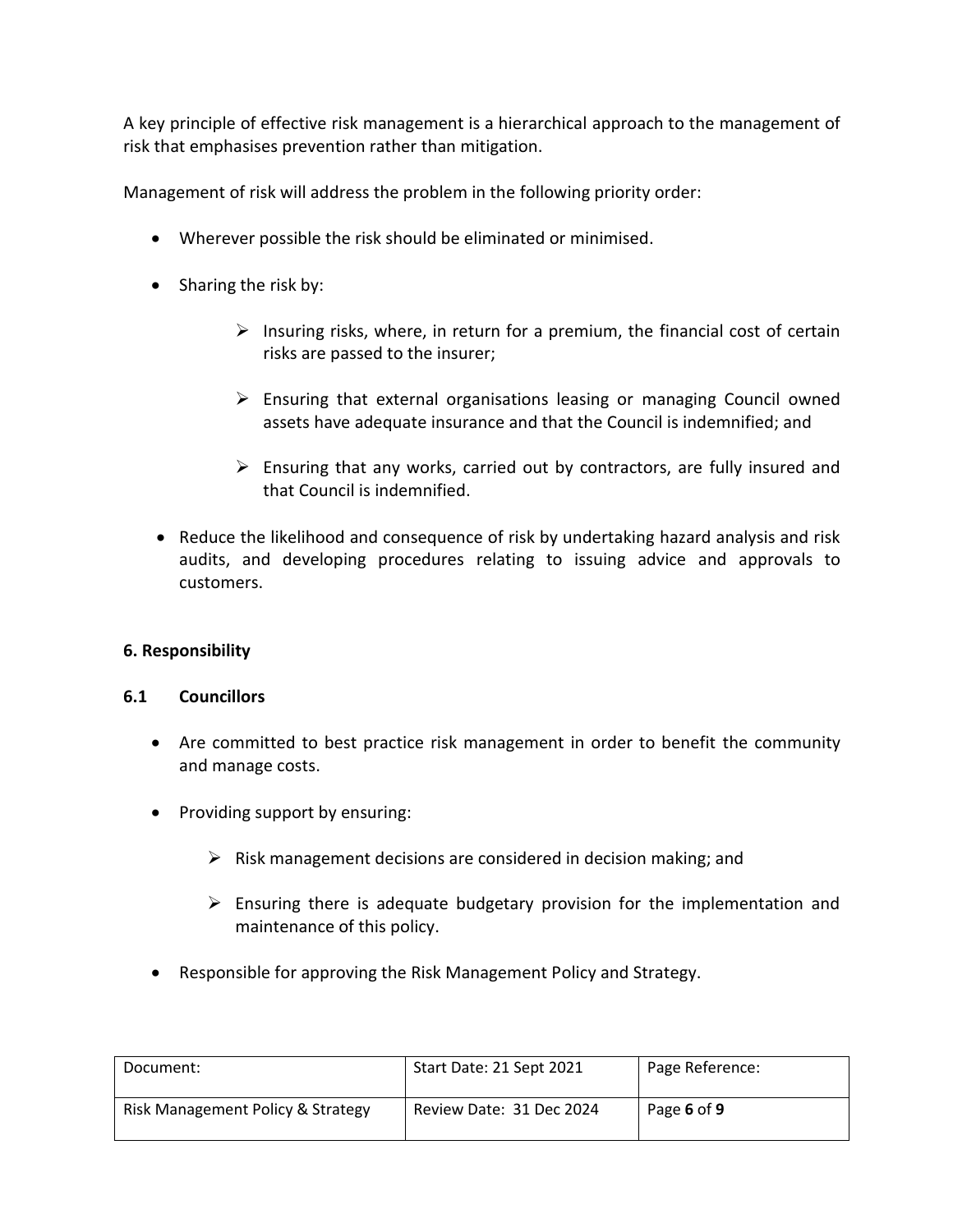A key principle of effective risk management is a hierarchical approach to the management of risk that emphasises prevention rather than mitigation.

Management of risk will address the problem in the following priority order:

- Wherever possible the risk should be eliminated or minimised.
- Sharing the risk by:
  - Insuring risks, where, in return for a premium, the financial cost of certain risks are passed to the insurer;
  - Ensuring that external organisations leasing or managing Council owned assets have adequate insurance and that the Council is indemnified; and
  - Ensuring that any works, carried out by contractors, are fully insured and that Council is indemnified.
- Reduce the likelihood and consequence of risk by undertaking hazard analysis and risk audits, and developing procedures relating to issuing advice and approvals to customers.

## 6. Responsibility

### 6.1 Councillors

- Are committed to best practice risk management in order to benefit the community and manage costs.
- Providing support by ensuring:
  - Risk management decisions are considered in decision making; and
  - Ensuring there is adequate budgetary provision for the implementation and maintenance of this policy.
- Responsible for approving the Risk Management Policy and Strategy.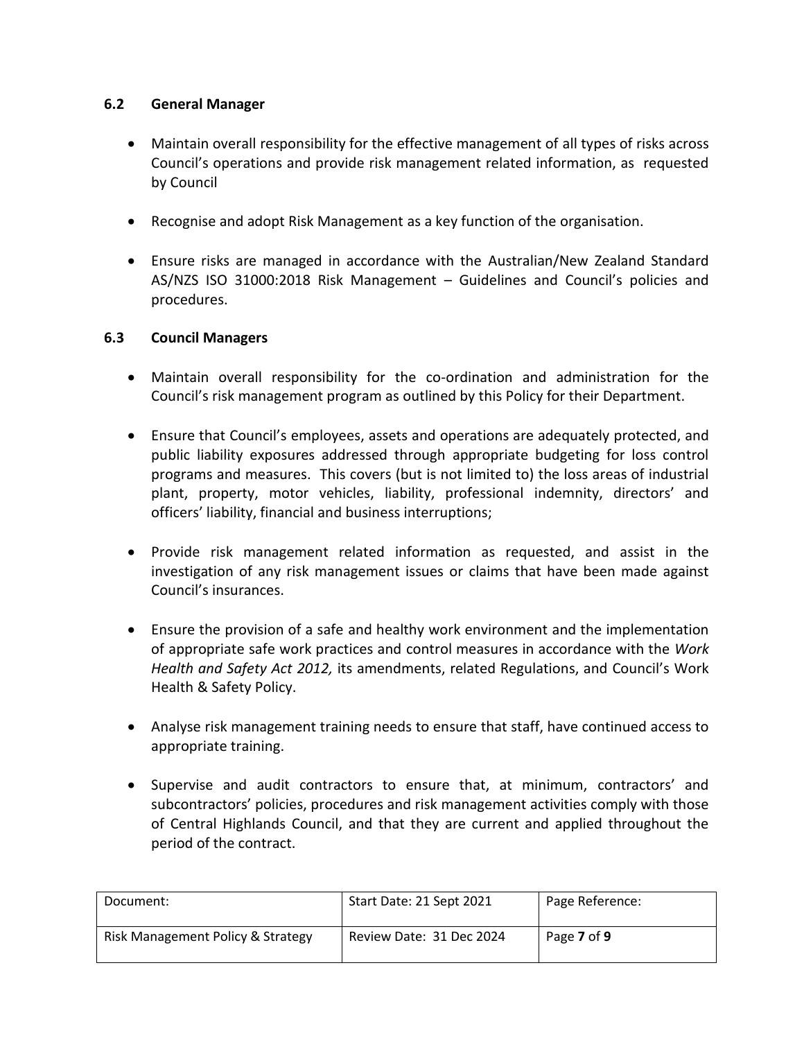### 6.2 General Manager

- Maintain overall responsibility for the effective management of all types of risks across Council's operations and provide risk management related information, as requested by Council

- Recognise and adopt Risk Management as a key function of the organisation.

- Ensure risks are managed in accordance with the Australian/New Zealand Standard AS/NZS ISO 31000:2018 Risk Management – Guidelines and Council's policies and procedures.

### 6.3 Council Managers

- Maintain overall responsibility for the co-ordination and administration for the Council's risk management program as outlined by this Policy for their Department.

- Ensure that Council's employees, assets and operations are adequately protected, and public liability exposures addressed through appropriate budgeting for loss control programs and measures. This covers (but is not limited to) the loss areas of industrial plant, property, motor vehicles, liability, professional indemnity, directors' and officers' liability, financial and business interruptions;

- Provide risk management related information as requested, and assist in the investigation of any risk management issues or claims that have been made against Council's insurances.

- Ensure the provision of a safe and healthy work environment and the implementation of appropriate safe work practices and control measures in accordance with the *Work Health and Safety Act 2012,* its amendments, related Regulations, and Council's Work Health & Safety Policy.

- Analyse risk management training needs to ensure that staff, have continued access to appropriate training.

- Supervise and audit contractors to ensure that, at minimum, contractors' and subcontractors' policies, procedures and risk management activities comply with those of Central Highlands Council, and that they are current and applied throughout the period of the contract.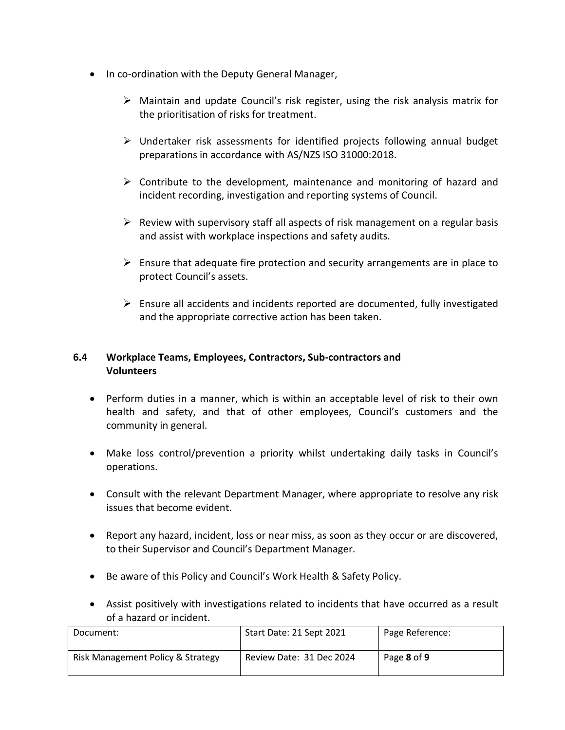- In co-ordination with the Deputy General Manager,

  - Maintain and update Council's risk register, using the risk analysis matrix for the prioritisation of risks for treatment.

  - Undertaker risk assessments for identified projects following annual budget preparations in accordance with AS/NZS ISO 31000:2018.

  - Contribute to the development, maintenance and monitoring of hazard and incident recording, investigation and reporting systems of Council.

  - Review with supervisory staff all aspects of risk management on a regular basis and assist with workplace inspections and safety audits.

  - Ensure that adequate fire protection and security arrangements are in place to protect Council's assets.

  - Ensure all accidents and incidents reported are documented, fully investigated and the appropriate corrective action has been taken.

### 6.4 Workplace Teams, Employees, Contractors, Sub-contractors and Volunteers

- Perform duties in a manner, which is within an acceptable level of risk to their own health and safety, and that of other employees, Council's customers and the community in general.

- Make loss control/prevention a priority whilst undertaking daily tasks in Council's operations.

- Consult with the relevant Department Manager, where appropriate to resolve any risk issues that become evident.

- Report any hazard, incident, loss or near miss, as soon as they occur or are discovered, to their Supervisor and Council's Department Manager.

- Be aware of this Policy and Council's Work Health & Safety Policy.

- Assist positively with investigations related to incidents that have occurred as a result of a hazard or incident.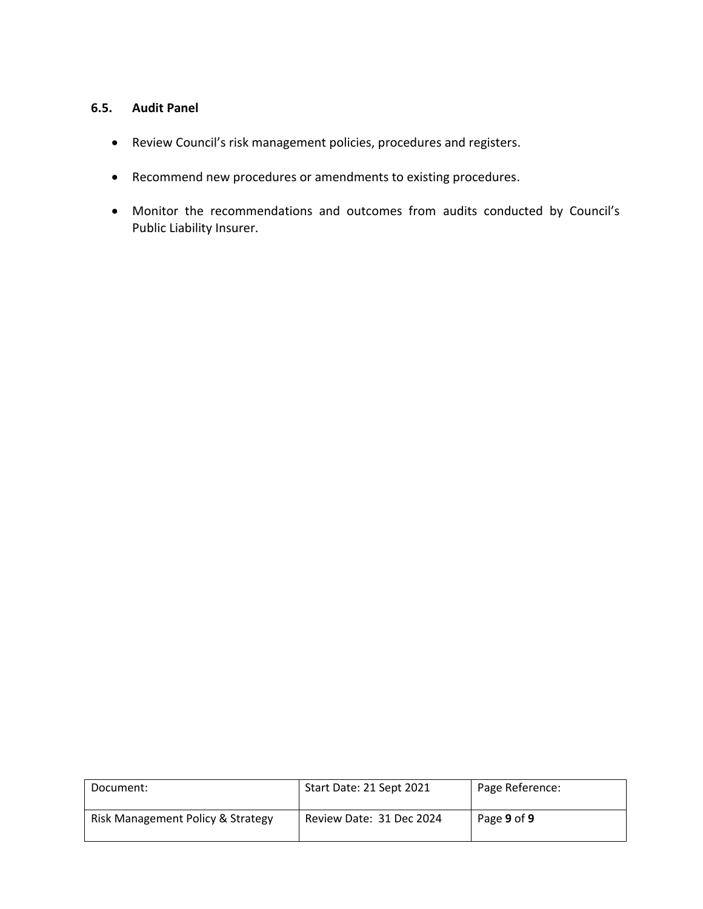### 6.5. Audit Panel

- Review Council's risk management policies, procedures and registers.
- Recommend new procedures or amendments to existing procedures.
- Monitor the recommendations and outcomes from audits conducted by Council's Public Liability Insurer.